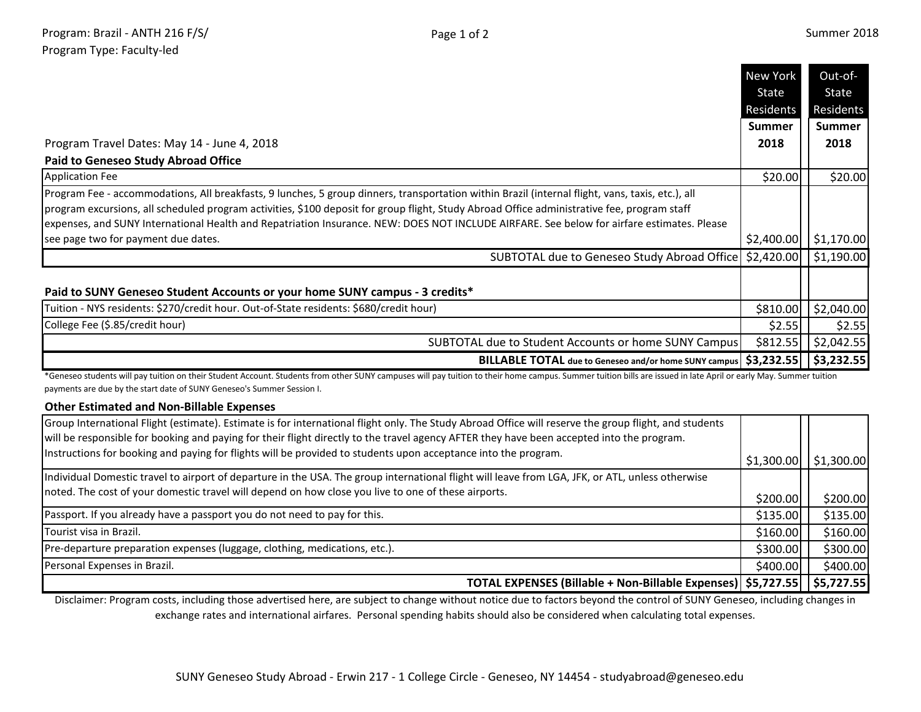Program: Brazil - ANTH 216 F/S/
Program Type: Faculty-led

Summer 2018

| | New York State Residents Summer 2018 | Out-of-State Residents Summer 2018 |
|---|---|---|
| Program Travel Dates: May 14 - June 4, 2018 | | |
| **Paid to Geneseo Study Abroad Office** | | |
| Application Fee | $20.00 | $20.00 |
| Program Fee - accommodations, All breakfasts, 9 lunches, 5 group dinners, transportation within Brazil (internal flight, vans, taxis, etc.), all program excursions, all scheduled program activities, $100 deposit for group flight, Study Abroad Office administrative fee, program staff expenses, and SUNY International Health and Repatriation Insurance. NEW: DOES NOT INCLUDE AIRFARE. See below for airfare estimates. Please see page two for payment due dates. | $2,400.00 | $1,170.00 |
| SUBTOTAL due to Geneseo Study Abroad Office | $2,420.00 | $1,190.00 |
| **Paid to SUNY Geneseo Student Accounts or your home SUNY campus - 3 credits*** | | |
| Tuition - NYS residents: $270/credit hour. Out-of-State residents: $680/credit hour) | $810.00 | $2,040.00 |
| College Fee ($.85/credit hour) | $2.55 | $2.55 |
| SUBTOTAL due to Student Accounts or home SUNY Campus | $812.55 | $2,042.55 |
| **BILLABLE TOTAL due to Geneseo and/or home SUNY campus** | **$3,232.55** | **$3,232.55** |

*Geneseo students will pay tuition on their Student Account. Students from other SUNY campuses will pay tuition to their home campus. Summer tuition bills are issued in late April or early May. Summer tuition payments are due by the start date of SUNY Geneseo's Summer Session I.

| **Other Estimated and Non-Billable Expenses** | | |
|---|---|---|
| Group International Flight (estimate). Estimate is for international flight only. The Study Abroad Office will reserve the group flight, and students will be responsible for booking and paying for their flight directly to the travel agency AFTER they have been accepted into the program. Instructions for booking and paying for flights will be provided to students upon acceptance into the program. | $1,300.00 | $1,300.00 |
| Individual Domestic travel to airport of departure in the USA. The group international flight will leave from LGA, JFK, or ATL, unless otherwise noted. The cost of your domestic travel will depend on how close you live to one of these airports. | $200.00 | $200.00 |
| Passport. If you already have a passport you do not need to pay for this. | $135.00 | $135.00 |
| Tourist visa in Brazil. | $160.00 | $160.00 |
| Pre-departure preparation expenses (luggage, clothing, medications, etc.). | $300.00 | $300.00 |
| Personal Expenses in Brazil. | $400.00 | $400.00 |
| **TOTAL EXPENSES (Billable + Non-Billable Expenses)** | **$5,727.55** | **$5,727.55** |

Disclaimer: Program costs, including those advertised here, are subject to change without notice due to factors beyond the control of SUNY Geneseo, including changes in exchange rates and international airfares. Personal spending habits should also be considered when calculating total expenses.

SUNY Geneseo Study Abroad - Erwin 217 - 1 College Circle - Geneseo, NY 14454 - studyabroad@geneseo.edu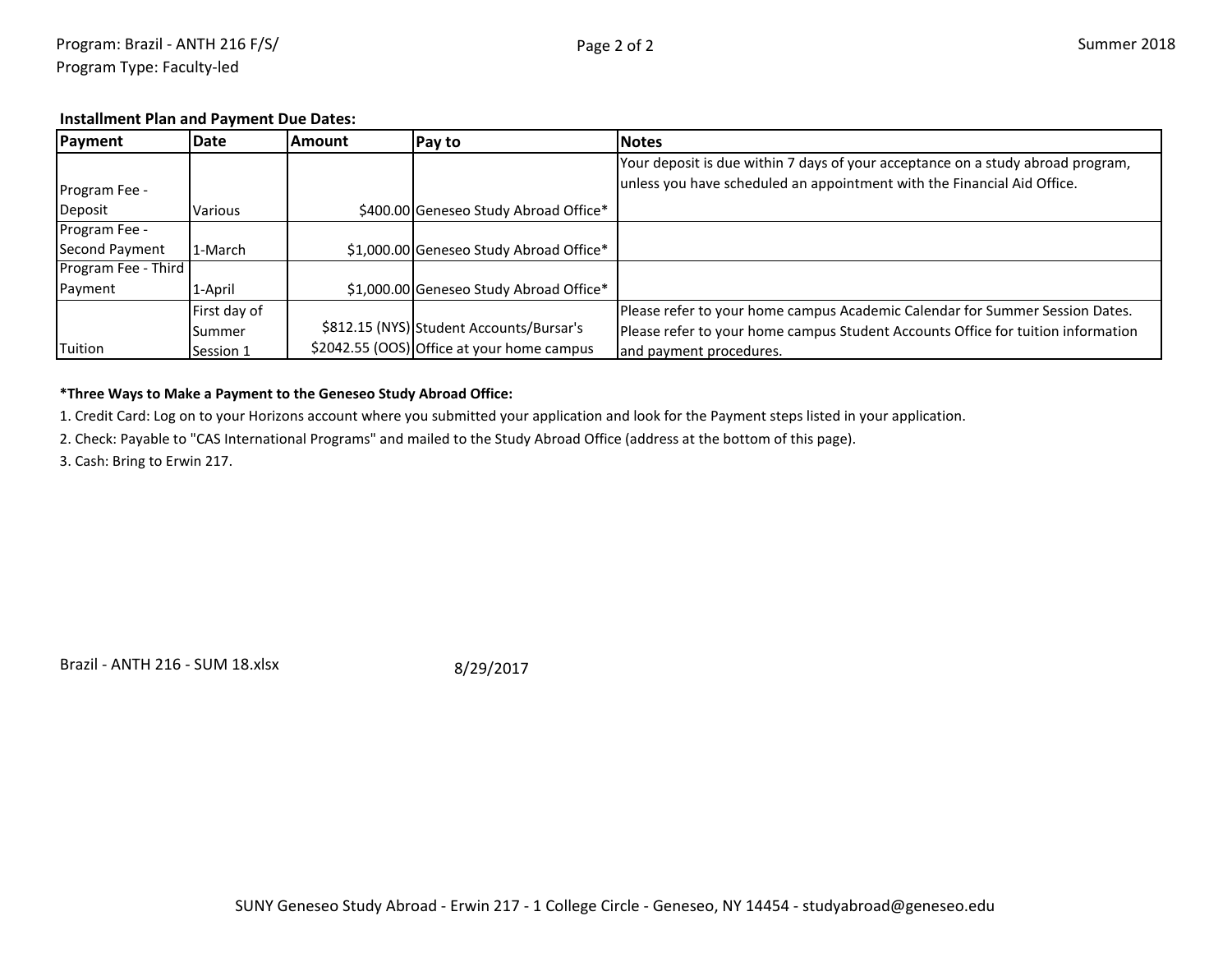**Installment Plan and Payment Due Dates:**

| Payment | Date | Amount | Pay to | Notes |
|---|---|---|---|---|
| Program Fee - Deposit | Various | $400.00 | Geneseo Study Abroad Office* | Your deposit is due within 7 days of your acceptance on a study abroad program, unless you have scheduled an appointment with the Financial Aid Office. |
| Program Fee - Second Payment | 1-March | $1,000.00 | Geneseo Study Abroad Office* | |
| Program Fee - Third Payment | 1-April | $1,000.00 | Geneseo Study Abroad Office* | |
| Tuition | First day of Summer Session 1 | $812.15 (NYS) $2042.55 (OOS) | Student Accounts/Bursar's Office at your home campus | Please refer to your home campus Academic Calendar for Summer Session Dates. Please refer to your home campus Student Accounts Office for tuition information and payment procedures. |

**\*Three Ways to Make a Payment to the Geneseo Study Abroad Office:**

1. Credit Card: Log on to your Horizons account where you submitted your application and look for the Payment steps listed in your application.
2. Check: Payable to "CAS International Programs" and mailed to the Study Abroad Office (address at the bottom of this page).
3. Cash: Bring to Erwin 217.

Brazil - ANTH 216 - SUM 18.xlsx 8/29/2017

SUNY Geneseo Study Abroad - Erwin 217 - 1 College Circle - Geneseo, NY 14454 - studyabroad@geneseo.edu